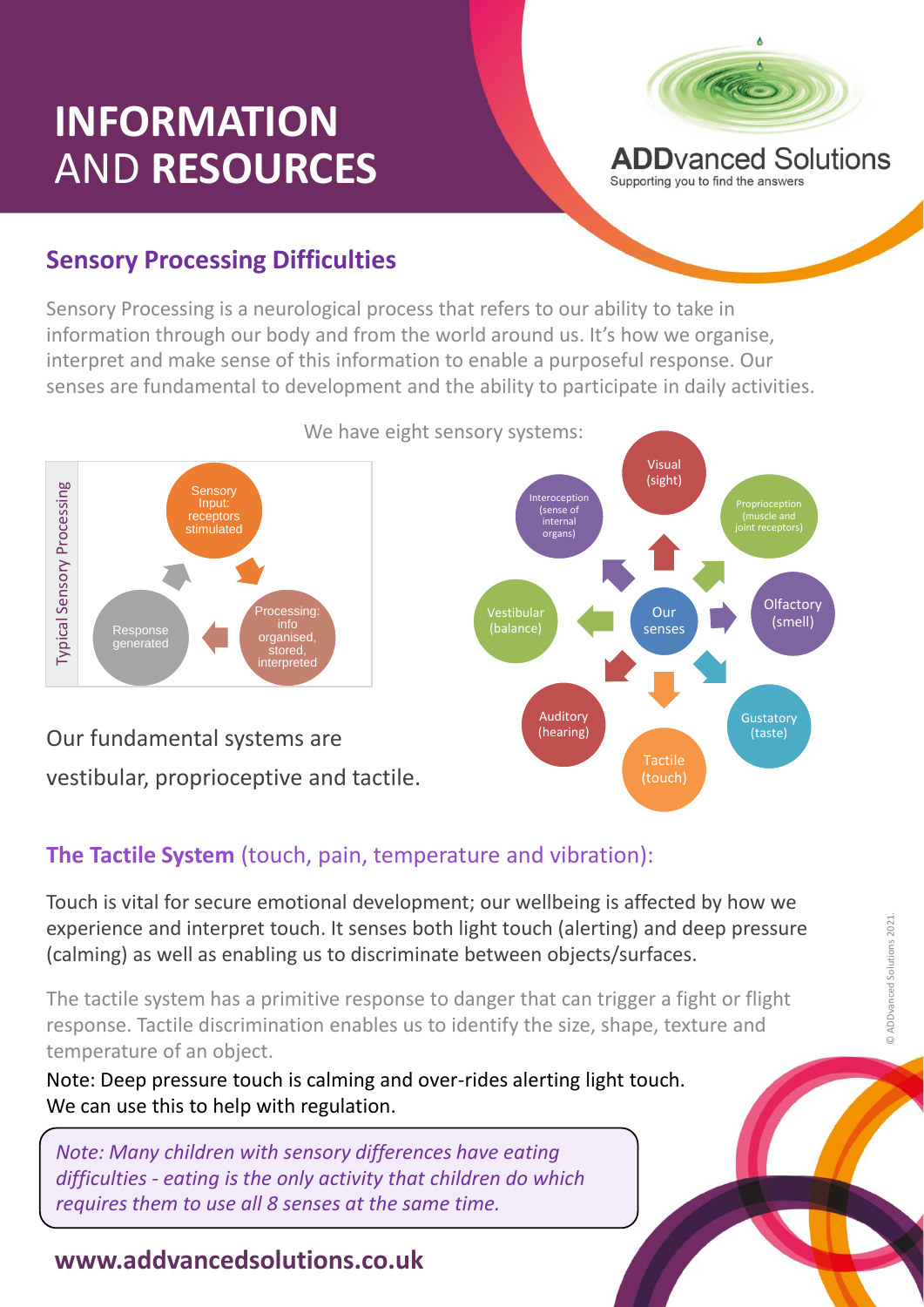# INFORMATION AND RESOURCES

ADDvanced Solutions
Supporting you to find the answers

## Sensory Processing Difficulties

Sensory Processing is a neurological process that refers to our ability to take in information through our body and from the world around us. It's how we organise, interpret and make sense of this information to enable a purposeful response. Our senses are fundamental to development and the ability to participate in daily activities.

We have eight sensory systems:

Typical Sensory Processing

- Sensory Input: receptors stimulated
- Processing: info organised, stored, interpreted
- Response generated

Our senses:

- Visual (sight)
- Proprioception (muscle and joint receptors)
- Olfactory (smell)
- Gustatory (taste)
- Tactile (touch)
- Auditory (hearing)
- Vestibular (balance)
- Interoception (sense of internal organs)

Our fundamental systems are vestibular, proprioceptive and tactile.

## **The Tactile System** (touch, pain, temperature and vibration):

Touch is vital for secure emotional development; our wellbeing is affected by how we experience and interpret touch. It senses both light touch (alerting) and deep pressure (calming) as well as enabling us to discriminate between objects/surfaces.

The tactile system has a primitive response to danger that can trigger a fight or flight response. Tactile discrimination enables us to identify the size, shape, texture and temperature of an object.

Note: Deep pressure touch is calming and over-rides alerting light touch. We can use this to help with regulation.

*Note: Many children with sensory differences have eating difficulties - eating is the only activity that children do which requires them to use all 8 senses at the same time.*

**www.addvancedsolutions.co.uk**

© ADDvanced Solutions 2021.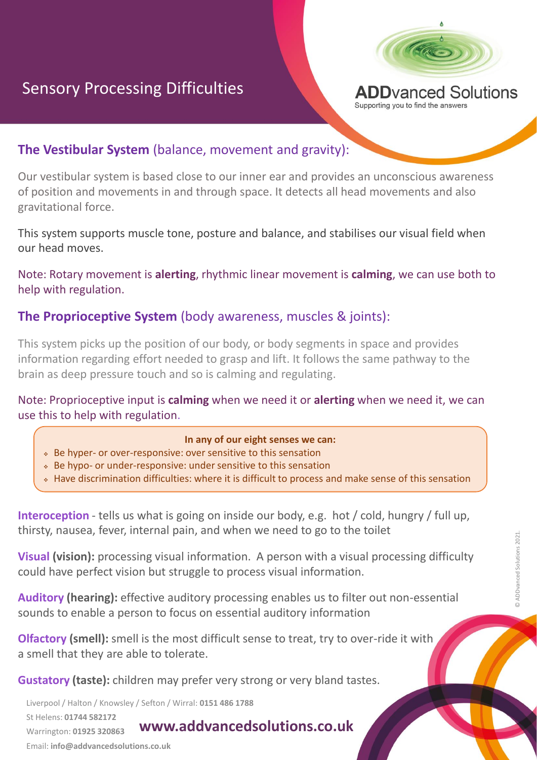# Sensory Processing Difficulties

**ADDvanced Solutions**
Supporting you to find the answers

## **The Vestibular System** (balance, movement and gravity):

Our vestibular system is based close to our inner ear and provides an unconscious awareness of position and movements in and through space. It detects all head movements and also gravitational force.

This system supports muscle tone, posture and balance, and stabilises our visual field when our head moves.

Note: Rotary movement is **alerting**, rhythmic linear movement is **calming**, we can use both to help with regulation.

## **The Proprioceptive System** (body awareness, muscles & joints):

This system picks up the position of our body, or body segments in space and provides information regarding effort needed to grasp and lift. It follows the same pathway to the brain as deep pressure touch and so is calming and regulating.

Note: Proprioceptive input is **calming** when we need it or **alerting** when we need it, we can use this to help with regulation.

**In any of our eight senses we can:**

- Be hyper- or over-responsive: over sensitive to this sensation
- Be hypo- or under-responsive: under sensitive to this sensation
- Have discrimination difficulties: where it is difficult to process and make sense of this sensation

**Interoception** - tells us what is going on inside our body, e.g. hot / cold, hungry / full up, thirsty, nausea, fever, internal pain, and when we need to go to the toilet

**Visual (vision):** processing visual information. A person with a visual processing difficulty could have perfect vision but struggle to process visual information.

**Auditory (hearing):** effective auditory processing enables us to filter out non-essential sounds to enable a person to focus on essential auditory information

**Olfactory (smell):** smell is the most difficult sense to treat, try to over-ride it with a smell that they are able to tolerate.

**Gustatory (taste):** children may prefer very strong or very bland tastes.

Liverpool / Halton / Knowsley / Sefton / Wirral: **0151 486 1788**
St Helens: **01744 582172**
Warrington: **01925 320863**
Email: **info@addvancedsolutions.co.uk**

**www.addvancedsolutions.co.uk**

© ADDvanced Solutions 2021.